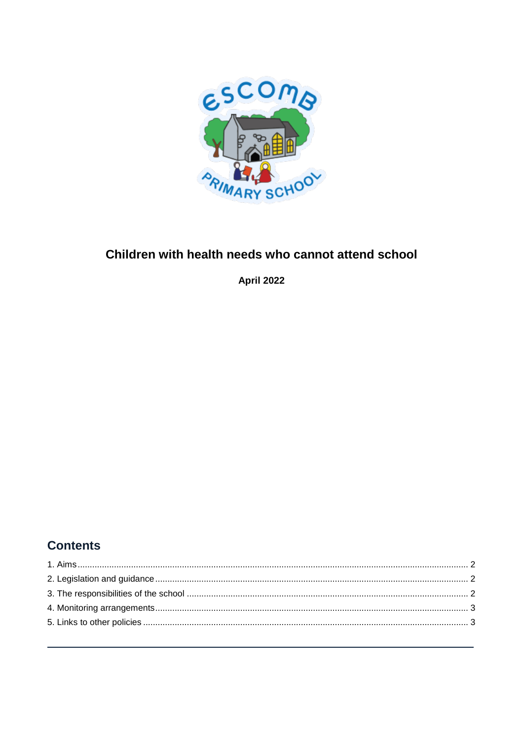# Children with health needs who cannot attend school

**April 2022**

## Contents

1. Aims ..... 2
2. Legislation and guidance ..... 2
3. The responsibilities of the school ..... 2
4. Monitoring arrangements ..... 3
5. Links to other policies ..... 3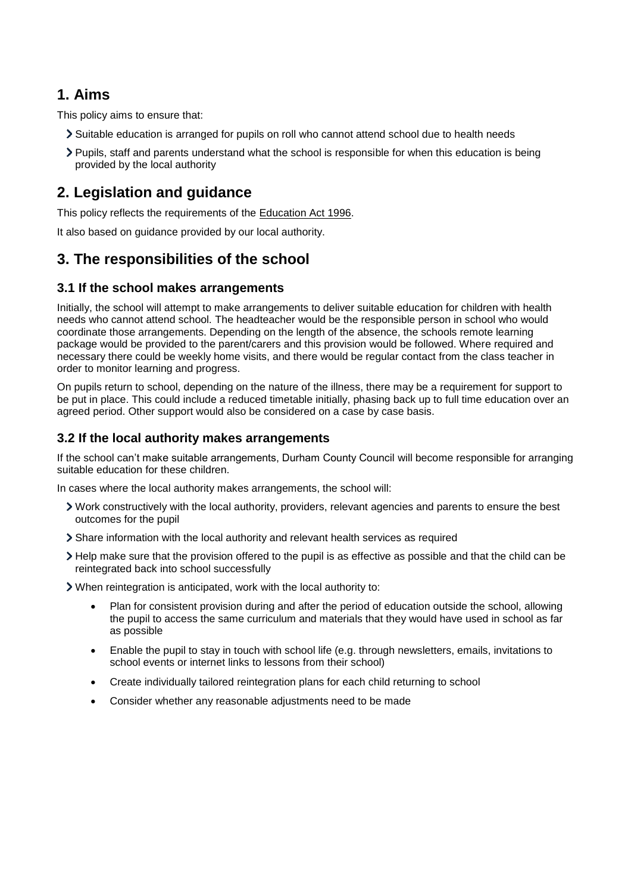## 1. Aims

This policy aims to ensure that:

- Suitable education is arranged for pupils on roll who cannot attend school due to health needs
- Pupils, staff and parents understand what the school is responsible for when this education is being provided by the local authority

## 2. Legislation and guidance

This policy reflects the requirements of the Education Act 1996.

It also based on guidance provided by our local authority.

## 3. The responsibilities of the school

### 3.1 If the school makes arrangements

Initially, the school will attempt to make arrangements to deliver suitable education for children with health needs who cannot attend school. The headteacher would be the responsible person in school who would coordinate those arrangements. Depending on the length of the absence, the schools remote learning package would be provided to the parent/carers and this provision would be followed. Where required and necessary there could be weekly home visits, and there would be regular contact from the class teacher in order to monitor learning and progress.

On pupils return to school, depending on the nature of the illness, there may be a requirement for support to be put in place. This could include a reduced timetable initially, phasing back up to full time education over an agreed period. Other support would also be considered on a case by case basis.

### 3.2 If the local authority makes arrangements

If the school can't make suitable arrangements, Durham County Council will become responsible for arranging suitable education for these children.

In cases where the local authority makes arrangements, the school will:

- Work constructively with the local authority, providers, relevant agencies and parents to ensure the best outcomes for the pupil
- Share information with the local authority and relevant health services as required
- Help make sure that the provision offered to the pupil is as effective as possible and that the child can be reintegrated back into school successfully
- When reintegration is anticipated, work with the local authority to:
  - Plan for consistent provision during and after the period of education outside the school, allowing the pupil to access the same curriculum and materials that they would have used in school as far as possible
  - Enable the pupil to stay in touch with school life (e.g. through newsletters, emails, invitations to school events or internet links to lessons from their school)
  - Create individually tailored reintegration plans for each child returning to school
  - Consider whether any reasonable adjustments need to be made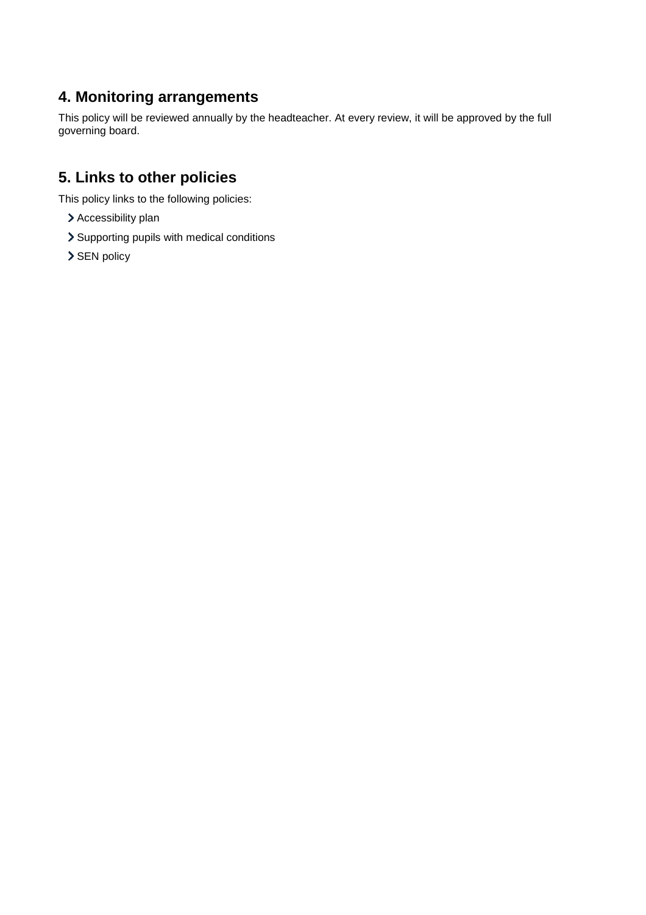## 4. Monitoring arrangements

This policy will be reviewed annually by the headteacher. At every review, it will be approved by the full governing board.

## 5. Links to other policies

This policy links to the following policies:

- Accessibility plan
- Supporting pupils with medical conditions
- SEN policy